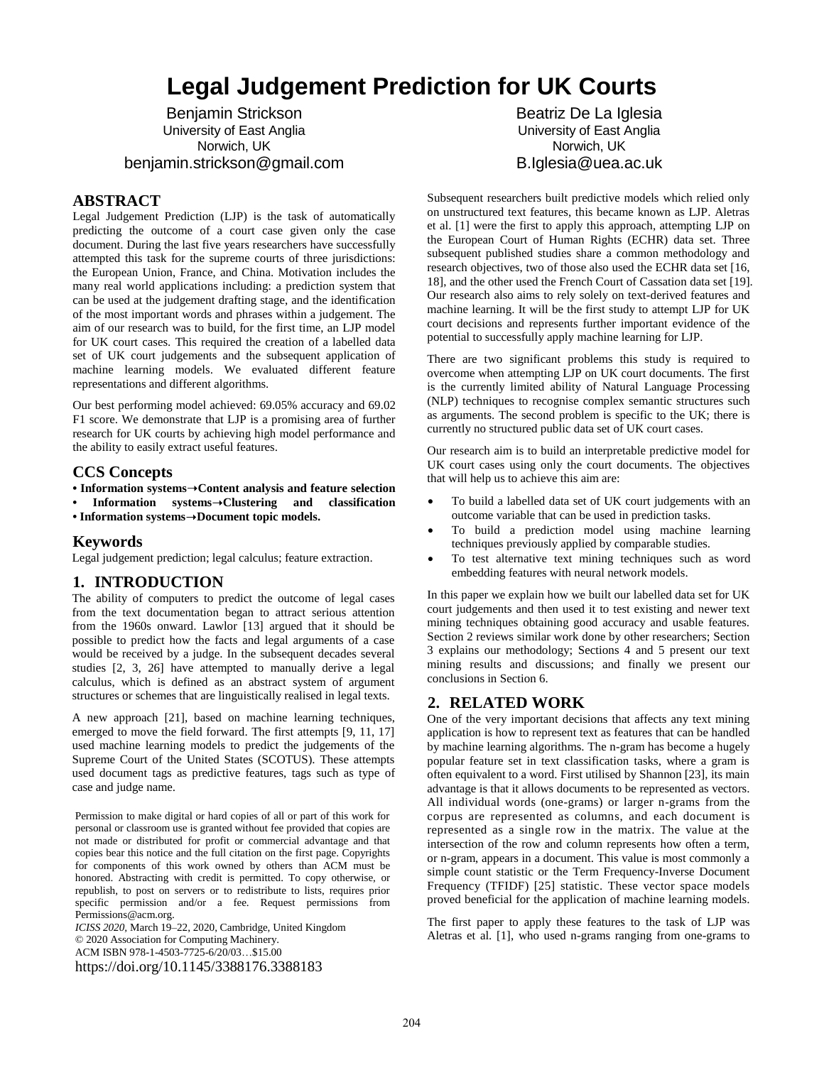# Legal Judgement Prediction for UK Courts

Benjamin Strickson
University of East Anglia
Norwich, UK
benjamin.strickson@gmail.com

Beatriz De La Iglesia
University of East Anglia
Norwich, UK
B.Iglesia@uea.ac.uk

## ABSTRACT

Legal Judgement Prediction (LJP) is the task of automatically predicting the outcome of a court case given only the case document. During the last five years researchers have successfully attempted this task for the supreme courts of three jurisdictions: the European Union, France, and China. Motivation includes the many real world applications including: a prediction system that can be used at the judgement drafting stage, and the identification of the most important words and phrases within a judgement. The aim of our research was to build, for the first time, an LJP model for UK court cases. This required the creation of a labelled data set of UK court judgements and the subsequent application of machine learning models. We evaluated different feature representations and different algorithms.

Our best performing model achieved: 69.05% accuracy and 69.02 F1 score. We demonstrate that LJP is a promising area of further research for UK courts by achieving high model performance and the ability to easily extract useful features.

## CCS Concepts

**• Information systems→Content analysis and feature selection**
**• Information systems→Clustering and classification**
**• Information systems→Document topic models.**

## Keywords

Legal judgement prediction; legal calculus; feature extraction.

## 1. INTRODUCTION

The ability of computers to predict the outcome of legal cases from the text documentation began to attract serious attention from the 1960s onward. Lawlor [13] argued that it should be possible to predict how the facts and legal arguments of a case would be received by a judge. In the subsequent decades several studies [2, 3, 26] have attempted to manually derive a legal calculus, which is defined as an abstract system of argument structures or schemes that are linguistically realised in legal texts.

A new approach [21], based on machine learning techniques, emerged to move the field forward. The first attempts [9, 11, 17] used machine learning models to predict the judgements of the Supreme Court of the United States (SCOTUS). These attempts used document tags as predictive features, tags such as type of case and judge name.

Permission to make digital or hard copies of all or part of this work for personal or classroom use is granted without fee provided that copies are not made or distributed for profit or commercial advantage and that copies bear this notice and the full citation on the first page. Copyrights for components of this work owned by others than ACM must be honored. Abstracting with credit is permitted. To copy otherwise, or republish, to post on servers or to redistribute to lists, requires prior specific permission and/or a fee. Request permissions from Permissions@acm.org.
*ICISS 2020*, March 19–22, 2020, Cambridge, United Kingdom
© 2020 Association for Computing Machinery.
ACM ISBN 978-1-4503-7725-6/20/03…$15.00
https://doi.org/10.1145/3388176.3388183

Subsequent researchers built predictive models which relied only on unstructured text features, this became known as LJP. Aletras et al. [1] were the first to apply this approach, attempting LJP on the European Court of Human Rights (ECHR) data set. Three subsequent published studies share a common methodology and research objectives, two of those also used the ECHR data set [16, 18], and the other used the French Court of Cassation data set [19]. Our research also aims to rely solely on text-derived features and machine learning. It will be the first study to attempt LJP for UK court decisions and represents further important evidence of the potential to successfully apply machine learning for LJP.

There are two significant problems this study is required to overcome when attempting LJP on UK court documents. The first is the currently limited ability of Natural Language Processing (NLP) techniques to recognise complex semantic structures such as arguments. The second problem is specific to the UK; there is currently no structured public data set of UK court cases.

Our research aim is to build an interpretable predictive model for UK court cases using only the court documents. The objectives that will help us to achieve this aim are:

- To build a labelled data set of UK court judgements with an outcome variable that can be used in prediction tasks.
- To build a prediction model using machine learning techniques previously applied by comparable studies.
- To test alternative text mining techniques such as word embedding features with neural network models.

In this paper we explain how we built our labelled data set for UK court judgements and then used it to test existing and newer text mining techniques obtaining good accuracy and usable features. Section 2 reviews similar work done by other researchers; Section 3 explains our methodology; Sections 4 and 5 present our text mining results and discussions; and finally we present our conclusions in Section 6.

## 2. RELATED WORK

One of the very important decisions that affects any text mining application is how to represent text as features that can be handled by machine learning algorithms. The n-gram has become a hugely popular feature set in text classification tasks, where a gram is often equivalent to a word. First utilised by Shannon [23], its main advantage is that it allows documents to be represented as vectors. All individual words (one-grams) or larger n-grams from the corpus are represented as columns, and each document is represented as a single row in the matrix. The value at the intersection of the row and column represents how often a term, or n-gram, appears in a document. This value is most commonly a simple count statistic or the Term Frequency-Inverse Document Frequency (TFIDF) [25] statistic. These vector space models proved beneficial for the application of machine learning models.

The first paper to apply these features to the task of LJP was Aletras et al. [1], who used n-grams ranging from one-grams to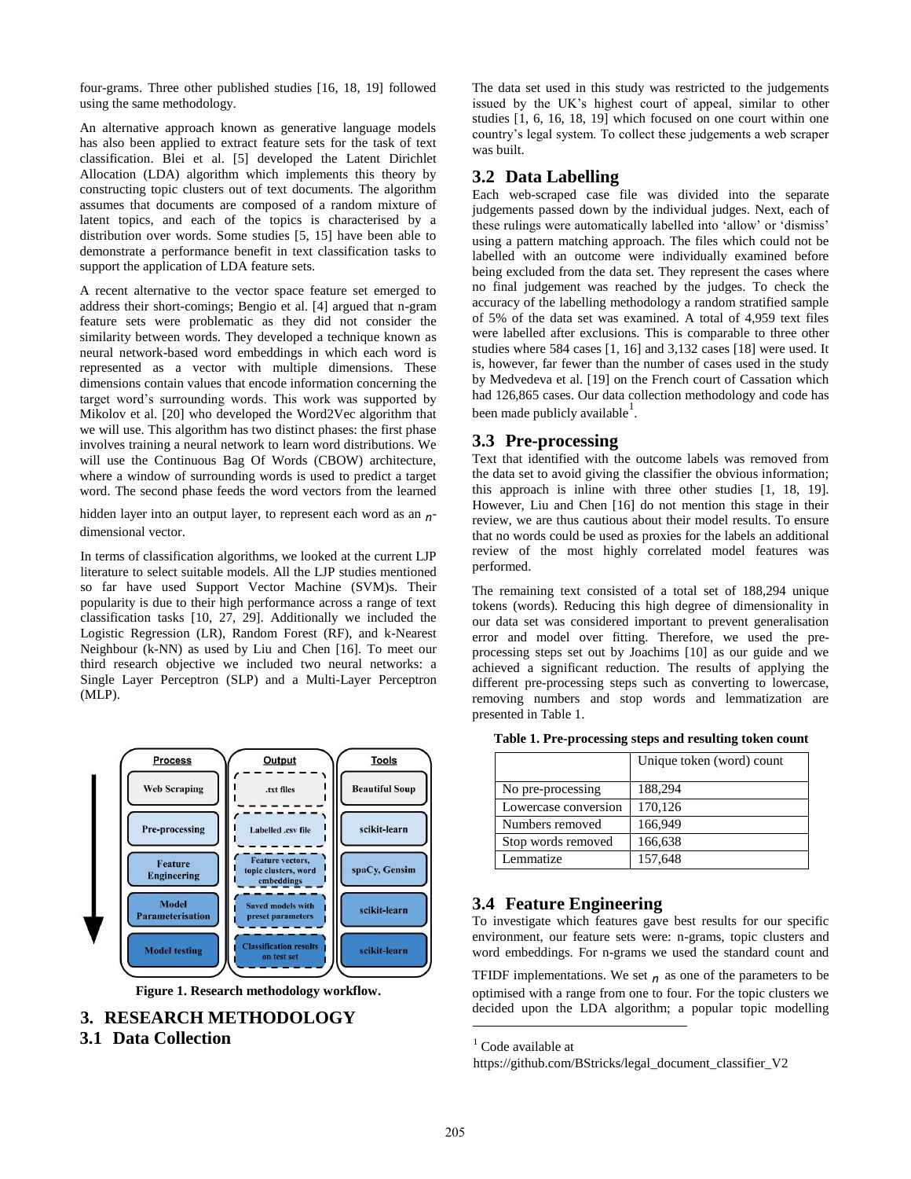four-grams. Three other published studies [16, 18, 19] followed using the same methodology.

An alternative approach known as generative language models has also been applied to extract feature sets for the task of text classification. Blei et al. [5] developed the Latent Dirichlet Allocation (LDA) algorithm which implements this theory by constructing topic clusters out of text documents. The algorithm assumes that documents are composed of a random mixture of latent topics, and each of the topics is characterised by a distribution over words. Some studies [5, 15] have been able to demonstrate a performance benefit in text classification tasks to support the application of LDA feature sets.

A recent alternative to the vector space feature set emerged to address their short-comings; Bengio et al. [4] argued that n-gram feature sets were problematic as they did not consider the similarity between words. They developed a technique known as neural network-based word embeddings in which each word is represented as a vector with multiple dimensions. These dimensions contain values that encode information concerning the target word's surrounding words. This work was supported by Mikolov et al. [20] who developed the Word2Vec algorithm that we will use. This algorithm has two distinct phases: the first phase involves training a neural network to learn word distributions. We will use the Continuous Bag Of Words (CBOW) architecture, where a window of surrounding words is used to predict a target word. The second phase feeds the word vectors from the learned hidden layer into an output layer, to represent each word as an $n$-dimensional vector.

In terms of classification algorithms, we looked at the current LJP literature to select suitable models. All the LJP studies mentioned so far have used Support Vector Machine (SVM)s. Their popularity is due to their high performance across a range of text classification tasks [10, 27, 29]. Additionally we included the Logistic Regression (LR), Random Forest (RF), and k-Nearest Neighbour (k-NN) as used by Liu and Chen [16]. To meet our third research objective we included two neural networks: a Single Layer Perceptron (SLP) and a Multi-Layer Perceptron (MLP).

| Process | Output | Tools |
| --- | --- | --- |
| Web Scraping | .txt files | Beautiful Soup |
| Pre-processing | Labelled .csv file | scikit-learn |
| Feature Engineering | Feature vectors, topic clusters, word embeddings | spaCy, Gensim |
| Model Parameterisation | Saved models with preset parameters | scikit-learn |
| Model testing | Classification results on test set | scikit-learn |

**Figure 1. Research methodology workflow.**

## 3. RESEARCH METHODOLOGY

### 3.1 Data Collection

The data set used in this study was restricted to the judgements issued by the UK's highest court of appeal, similar to other studies [1, 6, 16, 18, 19] which focused on one court within one country's legal system. To collect these judgements a web scraper was built.

### 3.2 Data Labelling

Each web-scraped case file was divided into the separate judgements passed down by the individual judges. Next, each of these rulings were automatically labelled into 'allow' or 'dismiss' using a pattern matching approach. The files which could not be labelled with an outcome were individually examined before being excluded from the data set. They represent the cases where no final judgement was reached by the judges. To check the accuracy of the labelling methodology a random stratified sample of 5% of the data set was examined. A total of 4,959 text files were labelled after exclusions. This is comparable to three other studies where 584 cases [1, 16] and 3,132 cases [18] were used. It is, however, far fewer than the number of cases used in the study by Medvedeva et al. [19] on the French court of Cassation which had 126,865 cases. Our data collection methodology and code has been made publicly available[1].

### 3.3 Pre-processing

Text that identified with the outcome labels was removed from the data set to avoid giving the classifier the obvious information; this approach is inline with three other studies [1, 18, 19]. However, Liu and Chen [16] do not mention this stage in their review, we are thus cautious about their model results. To ensure that no words could be used as proxies for the labels an additional review of the most highly correlated model features was performed.

The remaining text consisted of a total set of 188,294 unique tokens (words). Reducing this high degree of dimensionality in our data set was considered important to prevent generalisation error and model over fitting. Therefore, we used the pre-processing steps set out by Joachims [10] as our guide and we achieved a significant reduction. The results of applying the different pre-processing steps such as converting to lowercase, removing numbers and stop words and lemmatization are presented in Table 1.

**Table 1. Pre-processing steps and resulting token count**

| | Unique token (word) count |
| --- | --- |
| No pre-processing | 188,294 |
| Lowercase conversion | 170,126 |
| Numbers removed | 166,949 |
| Stop words removed | 166,638 |
| Lemmatize | 157,648 |

### 3.4 Feature Engineering

To investigate which features gave best results for our specific environment, our feature sets were: n-grams, topic clusters and word embeddings. For n-grams we used the standard count and TFIDF implementations. We set $n$ as one of the parameters to be optimised with a range from one to four. For the topic clusters we decided upon the LDA algorithm; a popular topic modelling

[1] Code available at https://github.com/BStricks/legal_document_classifier_V2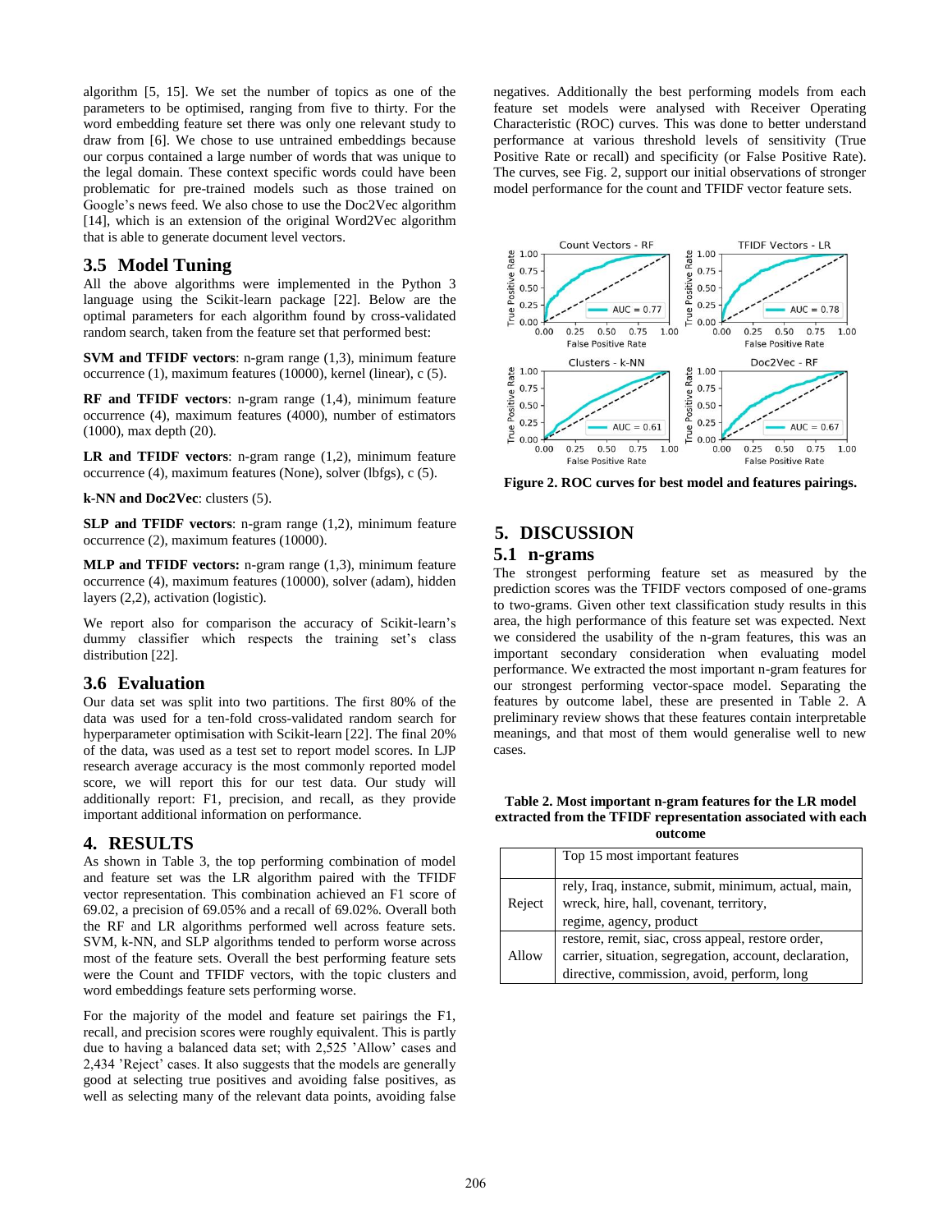algorithm [5, 15]. We set the number of topics as one of the parameters to be optimised, ranging from five to thirty. For the word embedding feature set there was only one relevant study to draw from [6]. We chose to use untrained embeddings because our corpus contained a large number of words that was unique to the legal domain. These context specific words could have been problematic for pre-trained models such as those trained on Google's news feed. We also chose to use the Doc2Vec algorithm [14], which is an extension of the original Word2Vec algorithm that is able to generate document level vectors.

## 3.5 Model Tuning

All the above algorithms were implemented in the Python 3 language using the Scikit-learn package [22]. Below are the optimal parameters for each algorithm found by cross-validated random search, taken from the feature set that performed best:

**SVM and TFIDF vectors**: n-gram range (1,3), minimum feature occurrence (1), maximum features (10000), kernel (linear), c (5).

**RF and TFIDF vectors**: n-gram range (1,4), minimum feature occurrence (4), maximum features (4000), number of estimators (1000), max depth (20).

**LR and TFIDF vectors**: n-gram range (1,2), minimum feature occurrence (4), maximum features (None), solver (lbfgs), c (5).

**k-NN and Doc2Vec**: clusters (5).

**SLP and TFIDF vectors**: n-gram range (1,2), minimum feature occurrence (2), maximum features (10000).

**MLP and TFIDF vectors:** n-gram range (1,3), minimum feature occurrence (4), maximum features (10000), solver (adam), hidden layers (2,2), activation (logistic).

We report also for comparison the accuracy of Scikit-learn's dummy classifier which respects the training set's class distribution [22].

## 3.6 Evaluation

Our data set was split into two partitions. The first 80% of the data was used for a ten-fold cross-validated random search for hyperparameter optimisation with Scikit-learn [22]. The final 20% of the data, was used as a test set to report model scores. In LJP research average accuracy is the most commonly reported model score, we will report this for our test data. Our study will additionally report: F1, precision, and recall, as they provide important additional information on performance.

# 4. RESULTS

As shown in Table 3, the top performing combination of model and feature set was the LR algorithm paired with the TFIDF vector representation. This combination achieved an F1 score of 69.02, a precision of 69.05% and a recall of 69.02%. Overall both the RF and LR algorithms performed well across feature sets. SVM, k-NN, and SLP algorithms tended to perform worse across most of the feature sets. Overall the best performing feature sets were the Count and TFIDF vectors, with the topic clusters and word embeddings feature sets performing worse.

For the majority of the model and feature set pairings the F1, recall, and precision scores were roughly equivalent. This is partly due to having a balanced data set; with 2,525 'Allow' cases and 2,434 'Reject' cases. It also suggests that the models are generally good at selecting true positives and avoiding false positives, as well as selecting many of the relevant data points, avoiding false negatives. Additionally the best performing models from each feature set models were analysed with Receiver Operating Characteristic (ROC) curves. This was done to better understand performance at various threshold levels of sensitivity (True Positive Rate or recall) and specificity (or False Positive Rate). The curves, see Fig. 2, support our initial observations of stronger model performance for the count and TFIDF vector feature sets.

**Figure 2. ROC curves for best model and features pairings.**

# 5. DISCUSSION

## 5.1 n-grams

The strongest performing feature set as measured by the prediction scores was the TFIDF vectors composed of one-grams to two-grams. Given other text classification study results in this area, the high performance of this feature set was expected. Next we considered the usability of the n-gram features, this was an important secondary consideration when evaluating model performance. We extracted the most important n-gram features for our strongest performing vector-space model. Separating the features by outcome label, these are presented in Table 2. A preliminary review shows that these features contain interpretable meanings, and that most of them would generalise well to new cases.

**Table 2. Most important n-gram features for the LR model extracted from the TFIDF representation associated with each outcome**

| | Top 15 most important features |
|---|---|
| Reject | rely, Iraq, instance, submit, minimum, actual, main, wreck, hire, hall, covenant, territory, regime, agency, product |
| Allow | restore, remit, siac, cross appeal, restore order, carrier, situation, segregation, account, declaration, directive, commission, avoid, perform, long |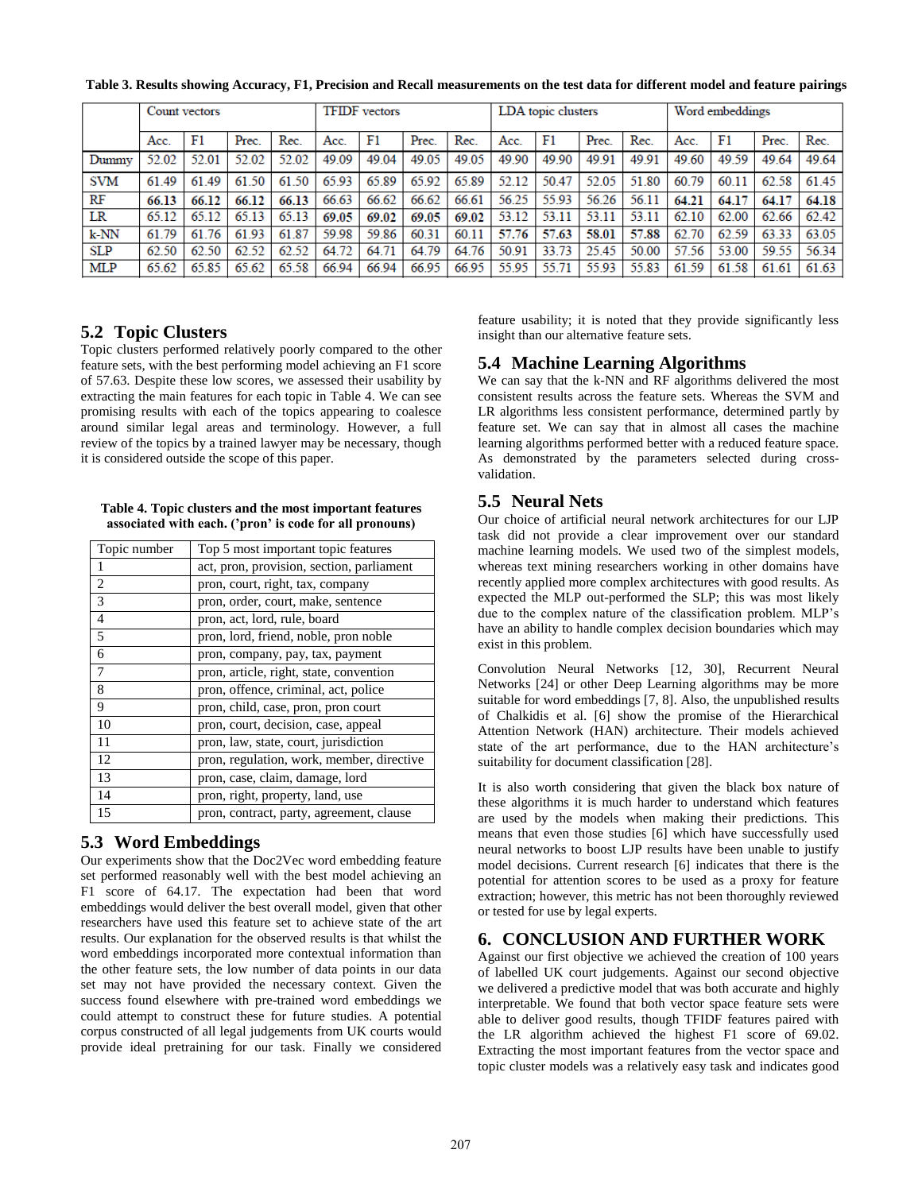**Table 3. Results showing Accuracy, F1, Precision and Recall measurements on the test data for different model and feature pairings**

| | Count vectors | | | | TFIDF vectors | | | | LDA topic clusters | | | | Word embeddings | | | |
|---|---|---|---|---|---|---|---|---|---|---|---|---|---|---|---|---|
| | Acc. | F1 | Prec. | Rec. | Acc. | F1 | Prec. | Rec. | Acc. | F1 | Prec. | Rec. | Acc. | F1 | Prec. | Rec. |
| Dummy | 52.02 | 52.01 | 52.02 | 52.02 | 49.09 | 49.04 | 49.05 | 49.05 | 49.90 | 49.90 | 49.91 | 49.91 | 49.60 | 49.59 | 49.64 | 49.64 |
| SVM | 61.49 | 61.49 | 61.50 | 61.50 | 65.93 | 65.89 | 65.92 | 65.89 | 52.12 | 50.47 | 52.05 | 51.80 | 60.79 | 60.11 | 62.58 | 61.45 |
| RF | **66.13** | **66.12** | **66.12** | **66.13** | 66.63 | 66.62 | 66.62 | 66.61 | 56.25 | 55.93 | 56.26 | 56.11 | **64.21** | **64.17** | **64.17** | **64.18** |
| LR | 65.12 | 65.12 | 65.13 | 65.13 | **69.05** | **69.02** | **69.05** | **69.02** | 53.12 | 53.11 | 53.11 | 53.11 | 62.10 | 62.00 | 62.66 | 62.42 |
| k-NN | 61.79 | 61.76 | 61.93 | 61.87 | 59.98 | 59.86 | 60.31 | 60.11 | **57.76** | **57.63** | **58.01** | **57.88** | 62.70 | 62.59 | 63.33 | 63.05 |
| SLP | 62.50 | 62.50 | 62.52 | 62.52 | 64.72 | 64.71 | 64.79 | 64.76 | 50.91 | 33.73 | 25.45 | 50.00 | 57.56 | 53.00 | 59.55 | 56.34 |
| MLP | 65.62 | 65.85 | 65.62 | 65.58 | 66.94 | 66.94 | 66.95 | 66.95 | 55.95 | 55.71 | 55.93 | 55.83 | 61.59 | 61.58 | 61.61 | 61.63 |

## 5.2 Topic Clusters

Topic clusters performed relatively poorly compared to the other feature sets, with the best performing model achieving an F1 score of 57.63. Despite these low scores, we assessed their usability by extracting the main features for each topic in Table 4. We can see promising results with each of the topics appearing to coalesce around similar legal areas and terminology. However, a full review of the topics by a trained lawyer may be necessary, though it is considered outside the scope of this paper.

**Table 4. Topic clusters and the most important features associated with each. ('pron' is code for all pronouns)**

| Topic number | Top 5 most important topic features |
|---|---|
| 1 | act, pron, provision, section, parliament |
| 2 | pron, court, right, tax, company |
| 3 | pron, order, court, make, sentence |
| 4 | pron, act, lord, rule, board |
| 5 | pron, lord, friend, noble, pron noble |
| 6 | pron, company, pay, tax, payment |
| 7 | pron, article, right, state, convention |
| 8 | pron, offence, criminal, act, police |
| 9 | pron, child, case, pron, pron court |
| 10 | pron, court, decision, case, appeal |
| 11 | pron, law, state, court, jurisdiction |
| 12 | pron, regulation, work, member, directive |
| 13 | pron, case, claim, damage, lord |
| 14 | pron, right, property, land, use |
| 15 | pron, contract, party, agreement, clause |

## 5.3 Word Embeddings

Our experiments show that the Doc2Vec word embedding feature set performed reasonably well with the best model achieving an F1 score of 64.17. The expectation had been that word embeddings would deliver the best overall model, given that other researchers have used this feature set to achieve state of the art results. Our explanation for the observed results is that whilst the word embeddings incorporated more contextual information than the other feature sets, the low number of data points in our data set may not have provided the necessary context. Given the success found elsewhere with pre-trained word embeddings we could attempt to construct these for future studies. A potential corpus constructed of all legal judgements from UK courts would provide ideal pretraining for our task. Finally we considered feature usability; it is noted that they provide significantly less insight than our alternative feature sets.

## 5.4 Machine Learning Algorithms

We can say that the k-NN and RF algorithms delivered the most consistent results across the feature sets. Whereas the SVM and LR algorithms less consistent performance, determined partly by feature set. We can say that in almost all cases the machine learning algorithms performed better with a reduced feature space. As demonstrated by the parameters selected during cross-validation.

## 5.5 Neural Nets

Our choice of artificial neural network architectures for our LJP task did not provide a clear improvement over our standard machine learning models. We used two of the simplest models, whereas text mining researchers working in other domains have recently applied more complex architectures with good results. As expected the MLP out-performed the SLP; this was most likely due to the complex nature of the classification problem. MLP's have an ability to handle complex decision boundaries which may exist in this problem.

Convolution Neural Networks [12, 30], Recurrent Neural Networks [24] or other Deep Learning algorithms may be more suitable for word embeddings [7, 8]. Also, the unpublished results of Chalkidis et al. [6] show the promise of the Hierarchical Attention Network (HAN) architecture. Their models achieved state of the art performance, due to the HAN architecture's suitability for document classification [28].

It is also worth considering that given the black box nature of these algorithms it is much harder to understand which features are used by the models when making their predictions. This means that even those studies [6] which have successfully used neural networks to boost LJP results have been unable to justify model decisions. Current research [6] indicates that there is the potential for attention scores to be used as a proxy for feature extraction; however, this metric has not been thoroughly reviewed or tested for use by legal experts.

## 6. CONCLUSION AND FURTHER WORK

Against our first objective we achieved the creation of 100 years of labelled UK court judgements. Against our second objective we delivered a predictive model that was both accurate and highly interpretable. We found that both vector space feature sets were able to deliver good results, though TFIDF features paired with the LR algorithm achieved the highest F1 score of 69.02. Extracting the most important features from the vector space and topic cluster models was a relatively easy task and indicates good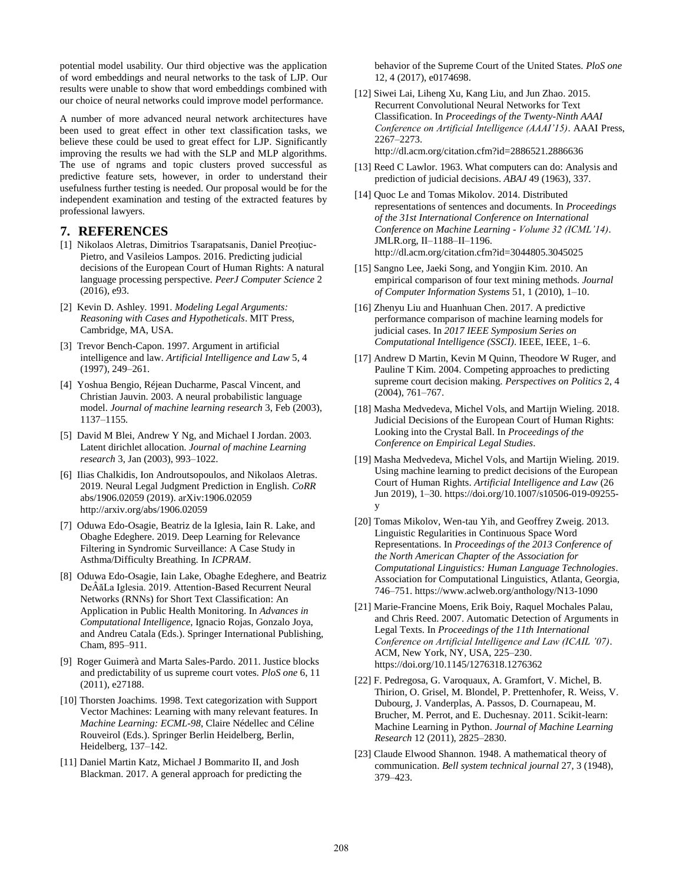potential model usability. Our third objective was the application of word embeddings and neural networks to the task of LJP. Our results were unable to show that word embeddings combined with our choice of neural networks could improve model performance.

A number of more advanced neural network architectures have been used to great effect in other text classification tasks, we believe these could be used to great effect for LJP. Significantly improving the results we had with the SLP and MLP algorithms. The use of ngrams and topic clusters proved successful as predictive feature sets, however, in order to understand their usefulness further testing is needed. Our proposal would be for the independent examination and testing of the extracted features by professional lawyers.

## 7. REFERENCES

[1] Nikolaos Aletras, Dimitrios Tsarapatsanis, Daniel Preoţiuc-Pietro, and Vasileios Lampos. 2016. Predicting judicial decisions of the European Court of Human Rights: A natural language processing perspective. *PeerJ Computer Science* 2 (2016), e93.

[2] Kevin D. Ashley. 1991. *Modeling Legal Arguments: Reasoning with Cases and Hypotheticals*. MIT Press, Cambridge, MA, USA.

[3] Trevor Bench-Capon. 1997. Argument in artificial intelligence and law. *Artificial Intelligence and Law* 5, 4 (1997), 249–261.

[4] Yoshua Bengio, Réjean Ducharme, Pascal Vincent, and Christian Jauvin. 2003. A neural probabilistic language model. *Journal of machine learning research* 3, Feb (2003), 1137–1155.

[5] David M Blei, Andrew Y Ng, and Michael I Jordan. 2003. Latent dirichlet allocation. *Journal of machine Learning research* 3, Jan (2003), 993–1022.

[6] Ilias Chalkidis, Ion Androutsopoulos, and Nikolaos Aletras. 2019. Neural Legal Judgment Prediction in English. *CoRR* abs/1906.02059 (2019). arXiv:1906.02059 http://arxiv.org/abs/1906.02059

[7] Oduwa Edo-Osagie, Beatriz de la Iglesia, Iain R. Lake, and Obaghe Edeghere. 2019. Deep Learning for Relevance Filtering in Syndromic Surveillance: A Case Study in Asthma/Difficulty Breathing. In *ICPRAM*.

[8] Oduwa Edo-Osagie, Iain Lake, Obaghe Edeghere, and Beatriz DeÂãLa Iglesia. 2019. Attention-Based Recurrent Neural Networks (RNNs) for Short Text Classification: An Application in Public Health Monitoring. In *Advances in Computational Intelligence*, Ignacio Rojas, Gonzalo Joya, and Andreu Catala (Eds.). Springer International Publishing, Cham, 895–911.

[9] Roger Guimerà and Marta Sales-Pardo. 2011. Justice blocks and predictability of us supreme court votes. *PloS one* 6, 11 (2011), e27188.

[10] Thorsten Joachims. 1998. Text categorization with Support Vector Machines: Learning with many relevant features. In *Machine Learning: ECML-98*, Claire Nédellec and Céline Rouveirol (Eds.). Springer Berlin Heidelberg, Berlin, Heidelberg, 137–142.

[11] Daniel Martin Katz, Michael J Bommarito II, and Josh Blackman. 2017. A general approach for predicting the behavior of the Supreme Court of the United States. *PloS one* 12, 4 (2017), e0174698.

[12] Siwei Lai, Liheng Xu, Kang Liu, and Jun Zhao. 2015. Recurrent Convolutional Neural Networks for Text Classification. In *Proceedings of the Twenty-Ninth AAAI Conference on Artificial Intelligence (AAAI'15)*. AAAI Press, 2267–2273. http://dl.acm.org/citation.cfm?id=2886521.2886636

[13] Reed C Lawlor. 1963. What computers can do: Analysis and prediction of judicial decisions. *ABAJ* 49 (1963), 337.

[14] Quoc Le and Tomas Mikolov. 2014. Distributed representations of sentences and documents. In *Proceedings of the 31st International Conference on International Conference on Machine Learning - Volume 32 (ICML'14)*. JMLR.org, II–1188–II–1196. http://dl.acm.org/citation.cfm?id=3044805.3045025

[15] Sangno Lee, Jaeki Song, and Yongjin Kim. 2010. An empirical comparison of four text mining methods. *Journal of Computer Information Systems* 51, 1 (2010), 1–10.

[16] Zhenyu Liu and Huanhuan Chen. 2017. A predictive performance comparison of machine learning models for judicial cases. In *2017 IEEE Symposium Series on Computational Intelligence (SSCI)*. IEEE, IEEE, 1–6.

[17] Andrew D Martin, Kevin M Quinn, Theodore W Ruger, and Pauline T Kim. 2004. Competing approaches to predicting supreme court decision making. *Perspectives on Politics* 2, 4 (2004), 761–767.

[18] Masha Medvedeva, Michel Vols, and Martijn Wieling. 2018. Judicial Decisions of the European Court of Human Rights: Looking into the Crystal Ball. In *Proceedings of the Conference on Empirical Legal Studies*.

[19] Masha Medvedeva, Michel Vols, and Martijn Wieling. 2019. Using machine learning to predict decisions of the European Court of Human Rights. *Artificial Intelligence and Law* (26 Jun 2019), 1–30. https://doi.org/10.1007/s10506-019-09255-y

[20] Tomas Mikolov, Wen-tau Yih, and Geoffrey Zweig. 2013. Linguistic Regularities in Continuous Space Word Representations. In *Proceedings of the 2013 Conference of the North American Chapter of the Association for Computational Linguistics: Human Language Technologies*. Association for Computational Linguistics, Atlanta, Georgia, 746–751. https://www.aclweb.org/anthology/N13-1090

[21] Marie-Francine Moens, Erik Boiy, Raquel Mochales Palau, and Chris Reed. 2007. Automatic Detection of Arguments in Legal Texts. In *Proceedings of the 11th International Conference on Artificial Intelligence and Law (ICAIL '07)*. ACM, New York, NY, USA, 225–230. https://doi.org/10.1145/1276318.1276362

[22] F. Pedregosa, G. Varoquaux, A. Gramfort, V. Michel, B. Thirion, O. Grisel, M. Blondel, P. Prettenhofer, R. Weiss, V. Dubourg, J. Vanderplas, A. Passos, D. Cournapeau, M. Brucher, M. Perrot, and E. Duchesnay. 2011. Scikit-learn: Machine Learning in Python. *Journal of Machine Learning Research* 12 (2011), 2825–2830.

[23] Claude Elwood Shannon. 1948. A mathematical theory of communication. *Bell system technical journal* 27, 3 (1948), 379–423.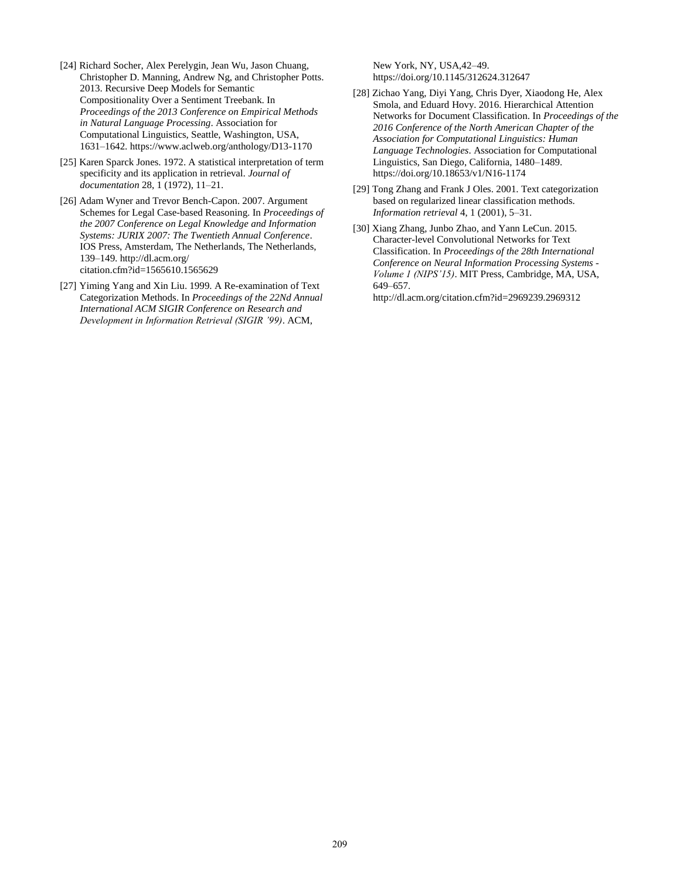[24] Richard Socher, Alex Perelygin, Jean Wu, Jason Chuang, Christopher D. Manning, Andrew Ng, and Christopher Potts. 2013. Recursive Deep Models for Semantic Compositionality Over a Sentiment Treebank. In *Proceedings of the 2013 Conference on Empirical Methods in Natural Language Processing*. Association for Computational Linguistics, Seattle, Washington, USA, 1631–1642. https://www.aclweb.org/anthology/D13-1170

[25] Karen Sparck Jones. 1972. A statistical interpretation of term specificity and its application in retrieval. *Journal of documentation* 28, 1 (1972), 11–21.

[26] Adam Wyner and Trevor Bench-Capon. 2007. Argument Schemes for Legal Case-based Reasoning. In *Proceedings of the 2007 Conference on Legal Knowledge and Information Systems: JURIX 2007: The Twentieth Annual Conference*. IOS Press, Amsterdam, The Netherlands, The Netherlands, 139–149. http://dl.acm.org/citation.cfm?id=1565610.1565629

[27] Yiming Yang and Xin Liu. 1999. A Re-examination of Text Categorization Methods. In *Proceedings of the 22Nd Annual International ACM SIGIR Conference on Research and Development in Information Retrieval (SIGIR '99)*. ACM, New York, NY, USA,42–49. https://doi.org/10.1145/312624.312647

[28] Zichao Yang, Diyi Yang, Chris Dyer, Xiaodong He, Alex Smola, and Eduard Hovy. 2016. Hierarchical Attention Networks for Document Classification. In *Proceedings of the 2016 Conference of the North American Chapter of the Association for Computational Linguistics: Human Language Technologies*. Association for Computational Linguistics, San Diego, California, 1480–1489. https://doi.org/10.18653/v1/N16-1174

[29] Tong Zhang and Frank J Oles. 2001. Text categorization based on regularized linear classification methods. *Information retrieval* 4, 1 (2001), 5–31.

[30] Xiang Zhang, Junbo Zhao, and Yann LeCun. 2015. Character-level Convolutional Networks for Text Classification. In *Proceedings of the 28th International Conference on Neural Information Processing Systems - Volume 1 (NIPS'15)*. MIT Press, Cambridge, MA, USA, 649–657. http://dl.acm.org/citation.cfm?id=2969239.2969312